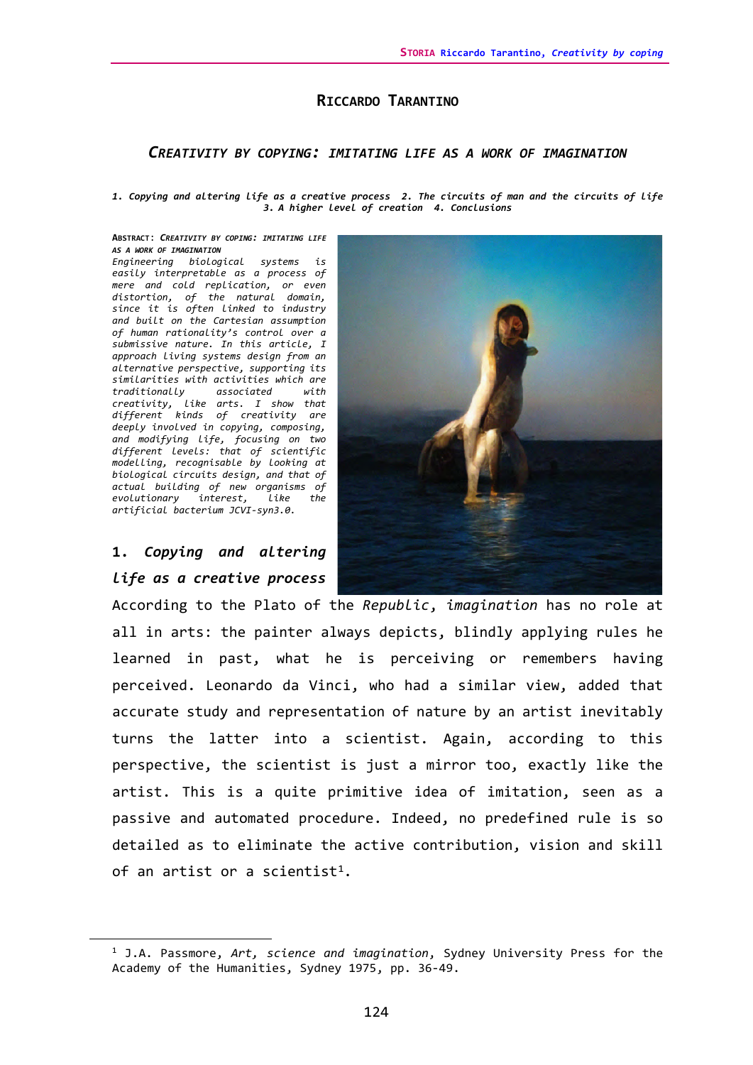# RICCARDO TARANTINO

## *CREATIVITY BY COPYING: IMITATING LIFE AS A WORK OF IMAGINATION*

*1. Copying and altering life as a creative process 2. The circuits of man and the circuits of life 3. A higher level of creation 4. Conclusions*

**ABSTRACT: *CREATIVITY BY COPING: IMITATING LIFE AS A WORK OF IMAGINATION***

*Engineering biological systems is easily interpretable as a process of mere and cold replication, or even distortion, of the natural domain, since it is often linked to industry and built on the Cartesian assumption of human rationality's control over a submissive nature. In this article, I approach living systems design from an alternative perspective, supporting its similarities with activities which are traditionally associated with creativity, like arts. I show that different kinds of creativity are deeply involved in copying, composing, and modifying life, focusing on two different levels: that of scientific modelling, recognisable by looking at biological circuits design, and that of actual building of new organisms of evolutionary interest, like the artificial bacterium JCVI-syn3.0.*

### 1. *Copying and altering life as a creative process*

According to the Plato of the *Republic*, *imagination* has no role at all in arts: the painter always depicts, blindly applying rules he learned in past, what he is perceiving or remembers having perceived. Leonardo da Vinci, who had a similar view, added that accurate study and representation of nature by an artist inevitably turns the latter into a scientist. Again, according to this perspective, the scientist is just a mirror too, exactly like the artist. This is a quite primitive idea of imitation, seen as a passive and automated procedure. Indeed, no predefined rule is so detailed as to eliminate the active contribution, vision and skill of an artist or a scientist[1].

---

[1] J.A. Passmore, *Art, science and imagination*, Sydney University Press for the Academy of the Humanities, Sydney 1975, pp. 36-49.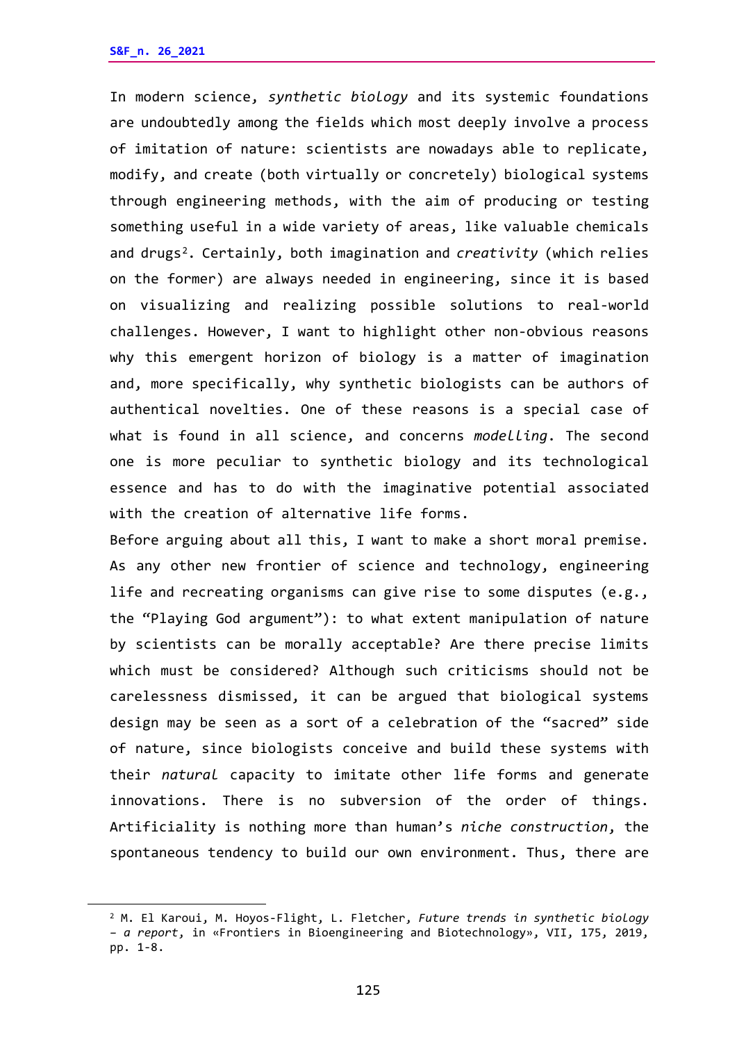In modern science, *synthetic biology* and its systemic foundations are undoubtedly among the fields which most deeply involve a process of imitation of nature: scientists are nowadays able to replicate, modify, and create (both virtually or concretely) biological systems through engineering methods, with the aim of producing or testing something useful in a wide variety of areas, like valuable chemicals and drugs[2]. Certainly, both imagination and *creativity* (which relies on the former) are always needed in engineering, since it is based on visualizing and realizing possible solutions to real-world challenges. However, I want to highlight other non-obvious reasons why this emergent horizon of biology is a matter of imagination and, more specifically, why synthetic biologists can be authors of authentical novelties. One of these reasons is a special case of what is found in all science, and concerns *modelling*. The second one is more peculiar to synthetic biology and its technological essence and has to do with the imaginative potential associated with the creation of alternative life forms.

Before arguing about all this, I want to make a short moral premise. As any other new frontier of science and technology, engineering life and recreating organisms can give rise to some disputes (e.g., the "Playing God argument"): to what extent manipulation of nature by scientists can be morally acceptable? Are there precise limits which must be considered? Although such criticisms should not be carelessness dismissed, it can be argued that biological systems design may be seen as a sort of a celebration of the "sacred" side of nature, since biologists conceive and build these systems with their *natural* capacity to imitate other life forms and generate innovations. There is no subversion of the order of things. Artificiality is nothing more than human's *niche construction*, the spontaneous tendency to build our own environment. Thus, there are

---

[2] M. El Karoui, M. Hoyos-Flight, L. Fletcher, *Future trends in synthetic biology – a report*, in «Frontiers in Bioengineering and Biotechnology», VII, 175, 2019, pp. 1-8.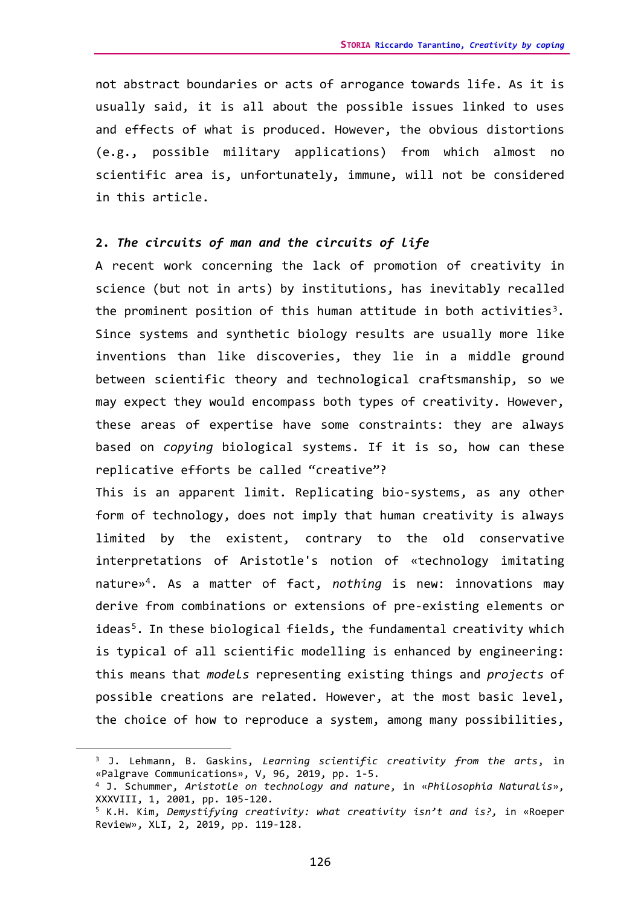not abstract boundaries or acts of arrogance towards life. As it is usually said, it is all about the possible issues linked to uses and effects of what is produced. However, the obvious distortions (e.g., possible military applications) from which almost no scientific area is, unfortunately, immune, will not be considered in this article.

## 2. *The circuits of man and the circuits of life*

A recent work concerning the lack of promotion of creativity in science (but not in arts) by institutions, has inevitably recalled the prominent position of this human attitude in both activities[3]. Since systems and synthetic biology results are usually more like inventions than like discoveries, they lie in a middle ground between scientific theory and technological craftsmanship, so we may expect they would encompass both types of creativity. However, these areas of expertise have some constraints: they are always based on *copying* biological systems. If it is so, how can these replicative efforts be called "creative"?

This is an apparent limit. Replicating bio-systems, as any other form of technology, does not imply that human creativity is always limited by the existent, contrary to the old conservative interpretations of Aristotle's notion of «technology imitating nature»[4]. As a matter of fact, *nothing* is new: innovations may derive from combinations or extensions of pre-existing elements or ideas[5]. In these biological fields, the fundamental creativity which is typical of all scientific modelling is enhanced by engineering: this means that *models* representing existing things and *projects* of possible creations are related. However, at the most basic level, the choice of how to reproduce a system, among many possibilities,

---

[3] J. Lehmann, B. Gaskins, *Learning scientific creativity from the arts*, in «Palgrave Communications», V, 96, 2019, pp. 1-5.

[4] J. Schummer, *Aristotle on technology and nature*, in «*Philosophia Naturalis*», XXXVIII, 1, 2001, pp. 105-120.

[5] K.H. Kim, *Demystifying creativity: what creativity isn't and is?,* in «Roeper Review», XLI, 2, 2019, pp. 119-128.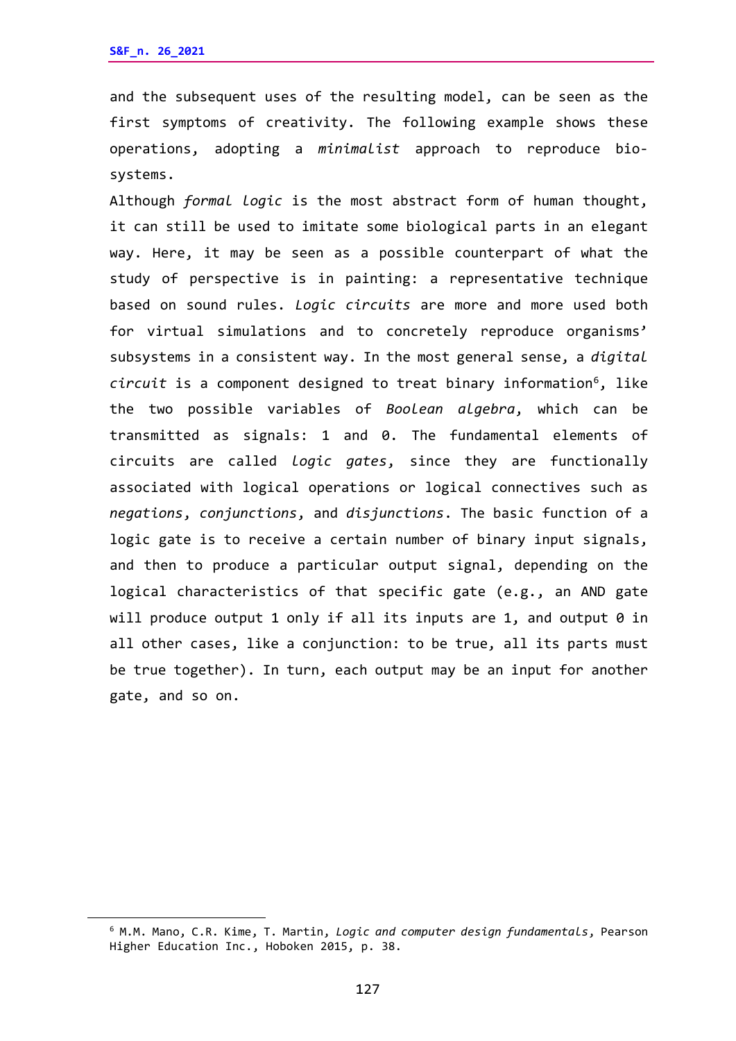and the subsequent uses of the resulting model, can be seen as the first symptoms of creativity. The following example shows these operations, adopting a *minimalist* approach to reproduce bio-systems.

Although *formal logic* is the most abstract form of human thought, it can still be used to imitate some biological parts in an elegant way. Here, it may be seen as a possible counterpart of what the study of perspective is in painting: a representative technique based on sound rules. *Logic circuits* are more and more used both for virtual simulations and to concretely reproduce organisms' subsystems in a consistent way. In the most general sense, a *digital circuit* is a component designed to treat binary information[6], like the two possible variables of *Boolean algebra*, which can be transmitted as signals: 1 and 0. The fundamental elements of circuits are called *logic gates*, since they are functionally associated with logical operations or logical connectives such as *negations*, *conjunctions*, and *disjunctions*. The basic function of a logic gate is to receive a certain number of binary input signals, and then to produce a particular output signal, depending on the logical characteristics of that specific gate (e.g., an AND gate will produce output 1 only if all its inputs are 1, and output 0 in all other cases, like a conjunction: to be true, all its parts must be true together). In turn, each output may be an input for another gate, and so on.

---

[6] M.M. Mano, C.R. Kime, T. Martin, *Logic and computer design fundamentals*, Pearson Higher Education Inc., Hoboken 2015, p. 38.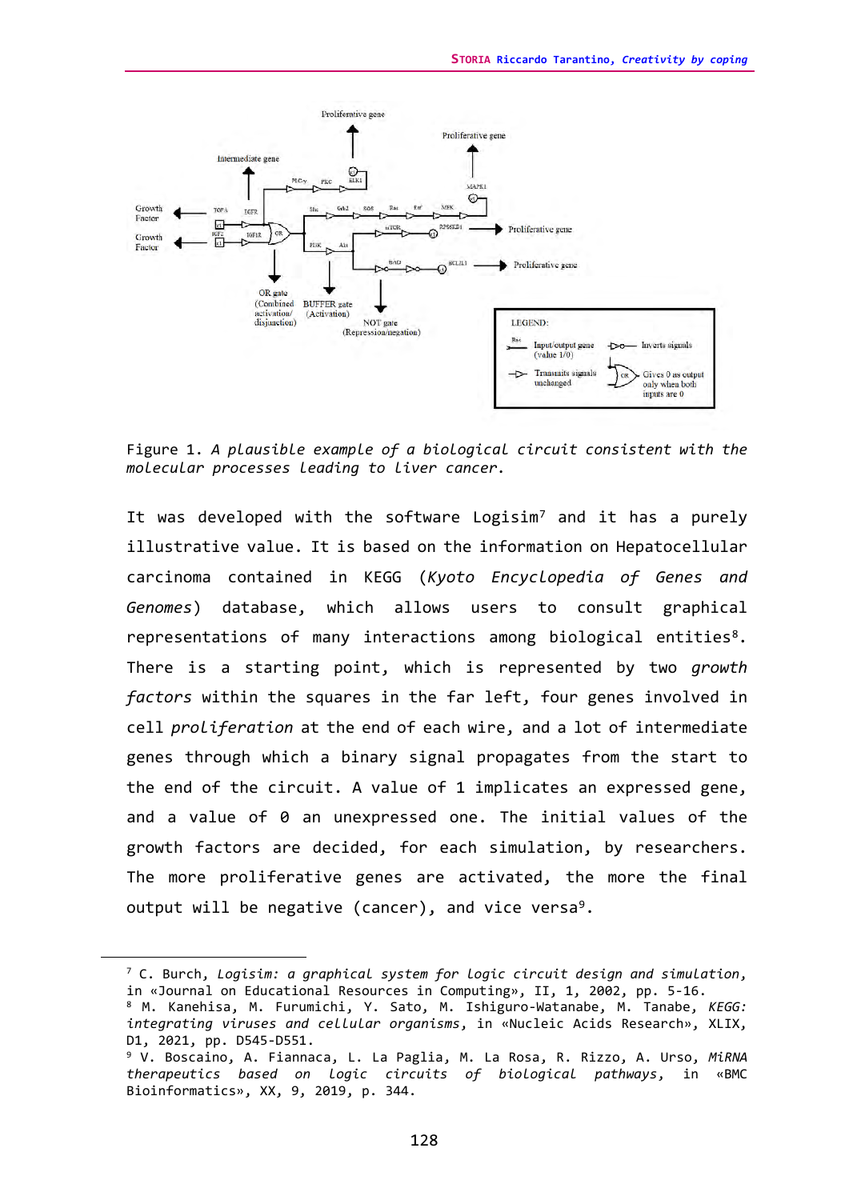Figure 1. *A plausible example of a biological circuit consistent with the molecular processes leading to liver cancer.*

It was developed with the software Logisim[7] and it has a purely illustrative value. It is based on the information on Hepatocellular carcinoma contained in KEGG (*Kyoto Encyclopedia of Genes and Genomes*) database, which allows users to consult graphical representations of many interactions among biological entities[8]. There is a starting point, which is represented by two *growth factors* within the squares in the far left, four genes involved in cell *proliferation* at the end of each wire, and a lot of intermediate genes through which a binary signal propagates from the start to the end of the circuit. A value of 1 implicates an expressed gene, and a value of 0 an unexpressed one. The initial values of the growth factors are decided, for each simulation, by researchers. The more proliferative genes are activated, the more the final output will be negative (cancer), and vice versa[9].

---

[7] C. Burch, *Logisim: a graphical system for logic circuit design and simulation*, in «Journal on Educational Resources in Computing», II, 1, 2002, pp. 5-16.
[8] M. Kanehisa, M. Furumichi, Y. Sato, M. Ishiguro-Watanabe, M. Tanabe, *KEGG: integrating viruses and cellular organisms*, in «Nucleic Acids Research», XLIX, D1, 2021, pp. D545-D551.
[9] V. Boscaino, A. Fiannaca, L. La Paglia, M. La Rosa, R. Rizzo, A. Urso, *MiRNA therapeutics based on logic circuits of biological pathways*, in «BMC Bioinformatics», XX, 9, 2019, p. 344.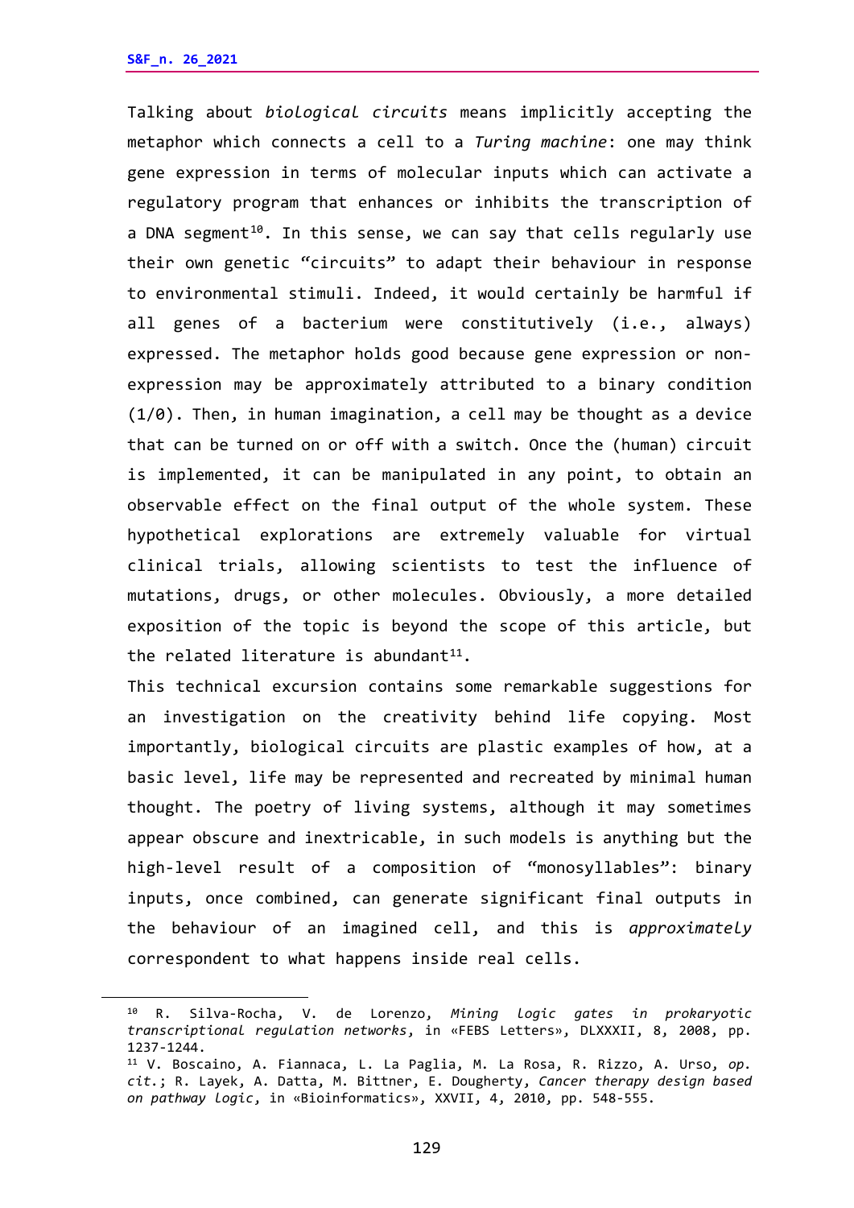Talking about *biological circuits* means implicitly accepting the metaphor which connects a cell to a *Turing machine*: one may think gene expression in terms of molecular inputs which can activate a regulatory program that enhances or inhibits the transcription of a DNA segment[10]. In this sense, we can say that cells regularly use their own genetic "circuits" to adapt their behaviour in response to environmental stimuli. Indeed, it would certainly be harmful if all genes of a bacterium were constitutively (i.e., always) expressed. The metaphor holds good because gene expression or non-expression may be approximately attributed to a binary condition (1/0). Then, in human imagination, a cell may be thought as a device that can be turned on or off with a switch. Once the (human) circuit is implemented, it can be manipulated in any point, to obtain an observable effect on the final output of the whole system. These hypothetical explorations are extremely valuable for virtual clinical trials, allowing scientists to test the influence of mutations, drugs, or other molecules. Obviously, a more detailed exposition of the topic is beyond the scope of this article, but the related literature is abundant[11].

This technical excursion contains some remarkable suggestions for an investigation on the creativity behind life copying. Most importantly, biological circuits are plastic examples of how, at a basic level, life may be represented and recreated by minimal human thought. The poetry of living systems, although it may sometimes appear obscure and inextricable, in such models is anything but the high-level result of a composition of "monosyllables": binary inputs, once combined, can generate significant final outputs in the behaviour of an imagined cell, and this is *approximately* correspondent to what happens inside real cells.

---

[10] R. Silva-Rocha, V. de Lorenzo, *Mining logic gates in prokaryotic transcriptional regulation networks*, in «FEBS Letters», DLXXXII, 8, 2008, pp. 1237-1244.

[11] V. Boscaino, A. Fiannaca, L. La Paglia, M. La Rosa, R. Rizzo, A. Urso, *op. cit.*; R. Layek, A. Datta, M. Bittner, E. Dougherty, *Cancer therapy design based on pathway logic*, in «Bioinformatics», XXVII, 4, 2010, pp. 548-555.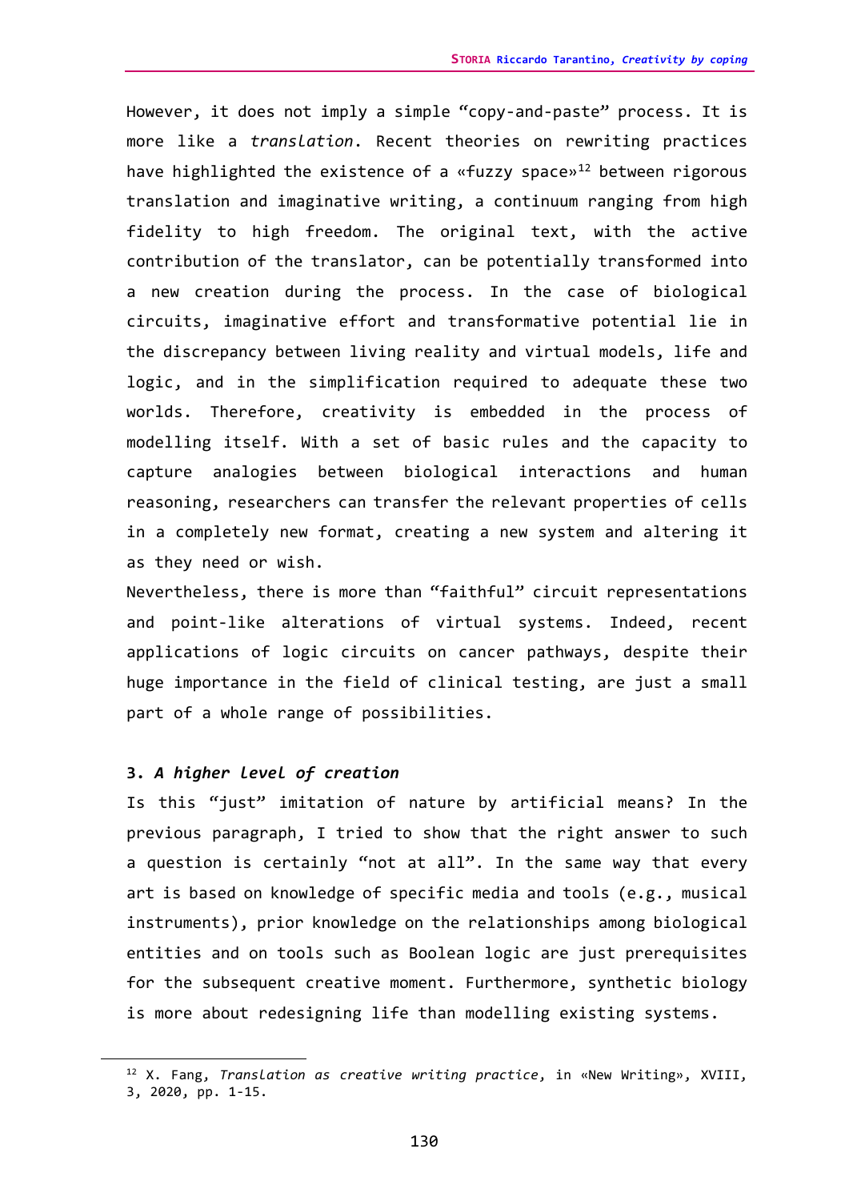However, it does not imply a simple “copy-and-paste” process. It is more like a *translation*. Recent theories on rewriting practices have highlighted the existence of a «fuzzy space»[12] between rigorous translation and imaginative writing, a continuum ranging from high fidelity to high freedom. The original text, with the active contribution of the translator, can be potentially transformed into a new creation during the process. In the case of biological circuits, imaginative effort and transformative potential lie in the discrepancy between living reality and virtual models, life and logic, and in the simplification required to adequate these two worlds. Therefore, creativity is embedded in the process of modelling itself. With a set of basic rules and the capacity to capture analogies between biological interactions and human reasoning, researchers can transfer the relevant properties of cells in a completely new format, creating a new system and altering it as they need or wish.

Nevertheless, there is more than “faithful” circuit representations and point-like alterations of virtual systems. Indeed, recent applications of logic circuits on cancer pathways, despite their huge importance in the field of clinical testing, are just a small part of a whole range of possibilities.

### 3. *A higher level of creation*

Is this “just” imitation of nature by artificial means? In the previous paragraph, I tried to show that the right answer to such a question is certainly “not at all”. In the same way that every art is based on knowledge of specific media and tools (e.g., musical instruments), prior knowledge on the relationships among biological entities and on tools such as Boolean logic are just prerequisites for the subsequent creative moment. Furthermore, synthetic biology is more about redesigning life than modelling existing systems.

---

[12] X. Fang, *Translation as creative writing practice*, in «New Writing», XVIII, 3, 2020, pp. 1-15.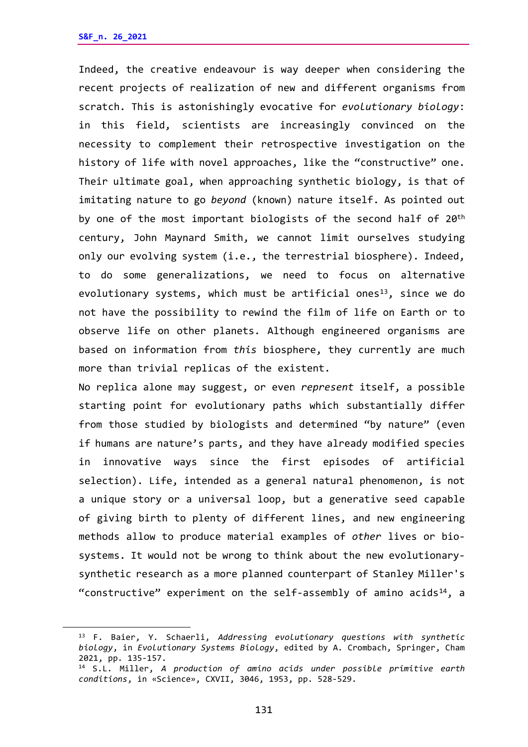Indeed, the creative endeavour is way deeper when considering the recent projects of realization of new and different organisms from scratch. This is astonishingly evocative for *evolutionary biology*: in this field, scientists are increasingly convinced on the necessity to complement their retrospective investigation on the history of life with novel approaches, like the "constructive" one. Their ultimate goal, when approaching synthetic biology, is that of imitating nature to go *beyond* (known) nature itself. As pointed out by one of the most important biologists of the second half of 20$^{th}$ century, John Maynard Smith, we cannot limit ourselves studying only our evolving system (i.e., the terrestrial biosphere). Indeed, to do some generalizations, we need to focus on alternative evolutionary systems, which must be artificial ones[13], since we do not have the possibility to rewind the film of life on Earth or to observe life on other planets. Although engineered organisms are based on information from *this* biosphere, they currently are much more than trivial replicas of the existent.

No replica alone may suggest, or even *represent* itself, a possible starting point for evolutionary paths which substantially differ from those studied by biologists and determined "by nature" (even if humans are nature's parts, and they have already modified species in innovative ways since the first episodes of artificial selection). Life, intended as a general natural phenomenon, is not a unique story or a universal loop, but a generative seed capable of giving birth to plenty of different lines, and new engineering methods allow to produce material examples of *other* lives or bio-systems. It would not be wrong to think about the new evolutionary-synthetic research as a more planned counterpart of Stanley Miller's "constructive" experiment on the self-assembly of amino acids[14], a

---

[13] F. Baier, Y. Schaerli, *Addressing evolutionary questions with synthetic biology*, in *Evolutionary Systems Biology*, edited by A. Crombach, Springer, Cham 2021, pp. 135-157.

[14] S.L. Miller, *A production of amino acids under possible primitive earth conditions*, in «Science», CXVII, 3046, 1953, pp. 528-529.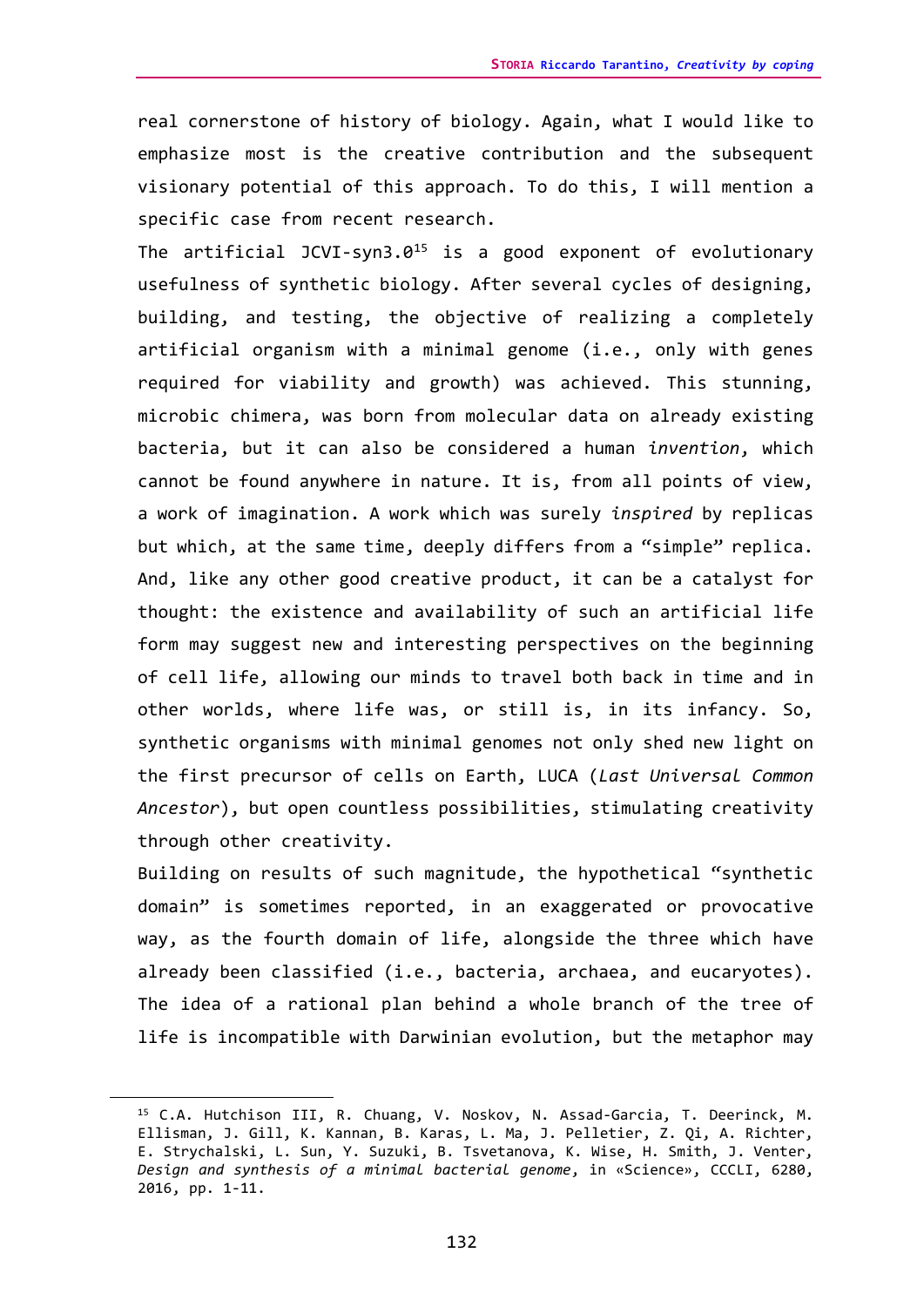real cornerstone of history of biology. Again, what I would like to emphasize most is the creative contribution and the subsequent visionary potential of this approach. To do this, I will mention a specific case from recent research.

The artificial JCVI-syn3.0[15] is a good exponent of evolutionary usefulness of synthetic biology. After several cycles of designing, building, and testing, the objective of realizing a completely artificial organism with a minimal genome (i.e., only with genes required for viability and growth) was achieved. This stunning, microbic chimera, was born from molecular data on already existing bacteria, but it can also be considered a human *invention*, which cannot be found anywhere in nature. It is, from all points of view, a work of imagination. A work which was surely *inspired* by replicas but which, at the same time, deeply differs from a "simple" replica. And, like any other good creative product, it can be a catalyst for thought: the existence and availability of such an artificial life form may suggest new and interesting perspectives on the beginning of cell life, allowing our minds to travel both back in time and in other worlds, where life was, or still is, in its infancy. So, synthetic organisms with minimal genomes not only shed new light on the first precursor of cells on Earth, LUCA (*Last Universal Common Ancestor*), but open countless possibilities, stimulating creativity through other creativity.

Building on results of such magnitude, the hypothetical "synthetic domain" is sometimes reported, in an exaggerated or provocative way, as the fourth domain of life, alongside the three which have already been classified (i.e., bacteria, archaea, and eucaryotes). The idea of a rational plan behind a whole branch of the tree of life is incompatible with Darwinian evolution, but the metaphor may

---

[15] C.A. Hutchison III, R. Chuang, V. Noskov, N. Assad-Garcia, T. Deerinck, M. Ellisman, J. Gill, K. Kannan, B. Karas, L. Ma, J. Pelletier, Z. Qi, A. Richter, E. Strychalski, L. Sun, Y. Suzuki, B. Tsvetanova, K. Wise, H. Smith, J. Venter, *Design and synthesis of a minimal bacterial genome*, in «Science», CCCLI, 6280, 2016, pp. 1-11.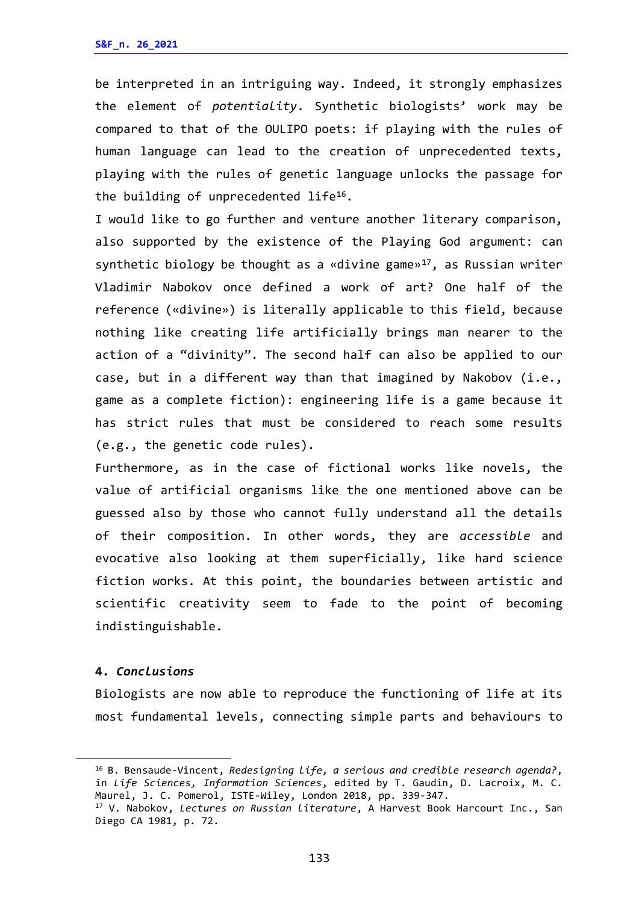be interpreted in an intriguing way. Indeed, it strongly emphasizes the element of *potentiality*. Synthetic biologists' work may be compared to that of the OULIPO poets: if playing with the rules of human language can lead to the creation of unprecedented texts, playing with the rules of genetic language unlocks the passage for the building of unprecedented life[16].

I would like to go further and venture another literary comparison, also supported by the existence of the Playing God argument: can synthetic biology be thought as a «divine game»[17], as Russian writer Vladimir Nabokov once defined a work of art? One half of the reference («divine») is literally applicable to this field, because nothing like creating life artificially brings man nearer to the action of a "divinity". The second half can also be applied to our case, but in a different way than that imagined by Nakobov (i.e., game as a complete fiction): engineering life is a game because it has strict rules that must be considered to reach some results (e.g., the genetic code rules).

Furthermore, as in the case of fictional works like novels, the value of artificial organisms like the one mentioned above can be guessed also by those who cannot fully understand all the details of their composition. In other words, they are *accessible* and evocative also looking at them superficially, like hard science fiction works. At this point, the boundaries between artistic and scientific creativity seem to fade to the point of becoming indistinguishable.

## 4. *Conclusions*

Biologists are now able to reproduce the functioning of life at its most fundamental levels, connecting simple parts and behaviours to

---

[16] B. Bensaude-Vincent, *Redesigning life, a serious and credible research agenda?*, in *Life Sciences, Information Sciences*, edited by T. Gaudin, D. Lacroix, M. C. Maurel, J. C. Pomerol, ISTE-Wiley, London 2018, pp. 339-347.

[17] V. Nabokov, *Lectures on Russian Literature*, A Harvest Book Harcourt Inc., San Diego CA 1981, p. 72.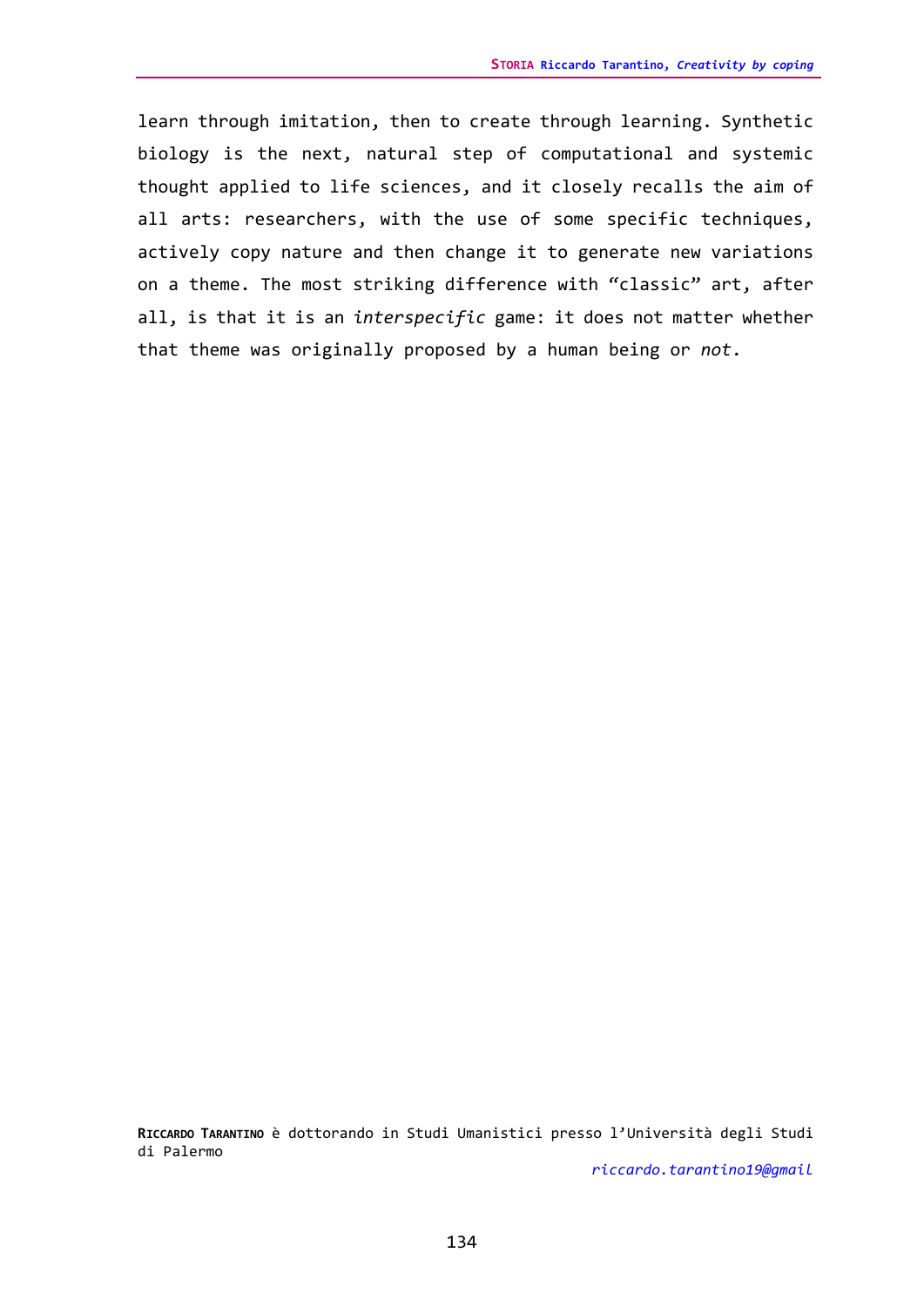learn through imitation, then to create through learning. Synthetic biology is the next, natural step of computational and systemic thought applied to life sciences, and it closely recalls the aim of all arts: researchers, with the use of some specific techniques, actively copy nature and then change it to generate new variations on a theme. The most striking difference with "classic" art, after all, is that it is an *interspecific* game: it does not matter whether that theme was originally proposed by a human being or *not*.

**RICCARDO TARANTINO** è dottorando in Studi Umanistici presso l'Università degli Studi di Palermo

*riccardo.tarantino19@gmail*